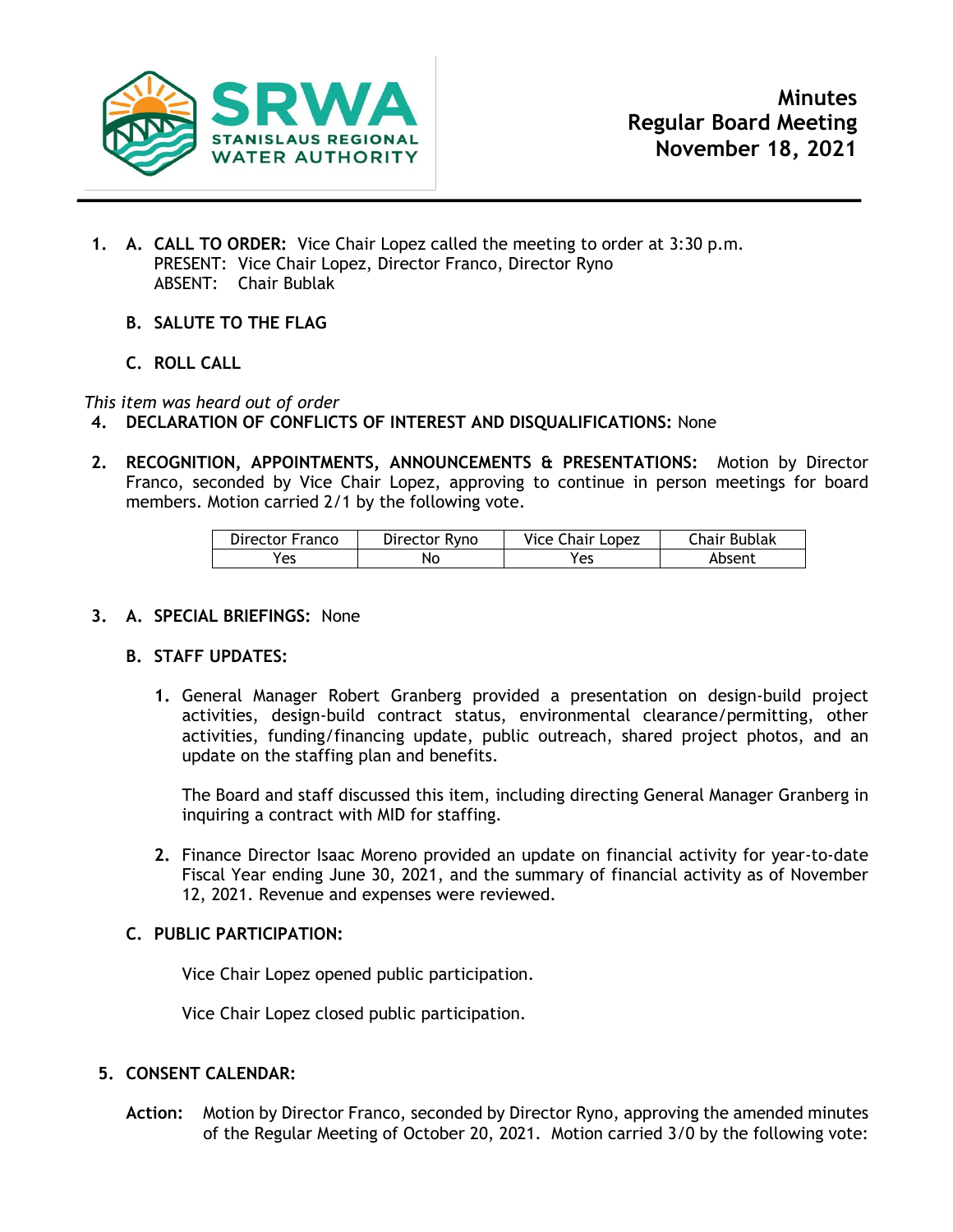SRWA STANISLAUS REGIONAL WATER AUTHORITY

# Minutes
# Regular Board Meeting
# November 18, 2021

1. **A. CALL TO ORDER:** Vice Chair Lopez called the meeting to order at 3:30 p.m.
   PRESENT: Vice Chair Lopez, Director Franco, Director Ryno
   ABSENT: Chair Bublak

   **B. SALUTE TO THE FLAG**

   **C. ROLL CALL**

*This item was heard out of order*

4. **DECLARATION OF CONFLICTS OF INTEREST AND DISQUALIFICATIONS:** None

2. **RECOGNITION, APPOINTMENTS, ANNOUNCEMENTS & PRESENTATIONS:** Motion by Director Franco, seconded by Vice Chair Lopez, approving to continue in person meetings for board members. Motion carried 2/1 by the following vote.

| Director Franco | Director Ryno | Vice Chair Lopez | Chair Bublak |
|---|---|---|---|
| Yes | No | Yes | Absent |

3. **A. SPECIAL BRIEFINGS:** None

   **B. STAFF UPDATES:**

   1. General Manager Robert Granberg provided a presentation on design-build project activities, design-build contract status, environmental clearance/permitting, other activities, funding/financing update, public outreach, shared project photos, and an update on the staffing plan and benefits.

      The Board and staff discussed this item, including directing General Manager Granberg in inquiring a contract with MID for staffing.

   2. Finance Director Isaac Moreno provided an update on financial activity for year-to-date Fiscal Year ending June 30, 2021, and the summary of financial activity as of November 12, 2021. Revenue and expenses were reviewed.

   **C. PUBLIC PARTICIPATION:**

   Vice Chair Lopez opened public participation.

   Vice Chair Lopez closed public participation.

5. **CONSENT CALENDAR:**

**Action:** Motion by Director Franco, seconded by Director Ryno, approving the amended minutes of the Regular Meeting of October 20, 2021. Motion carried 3/0 by the following vote: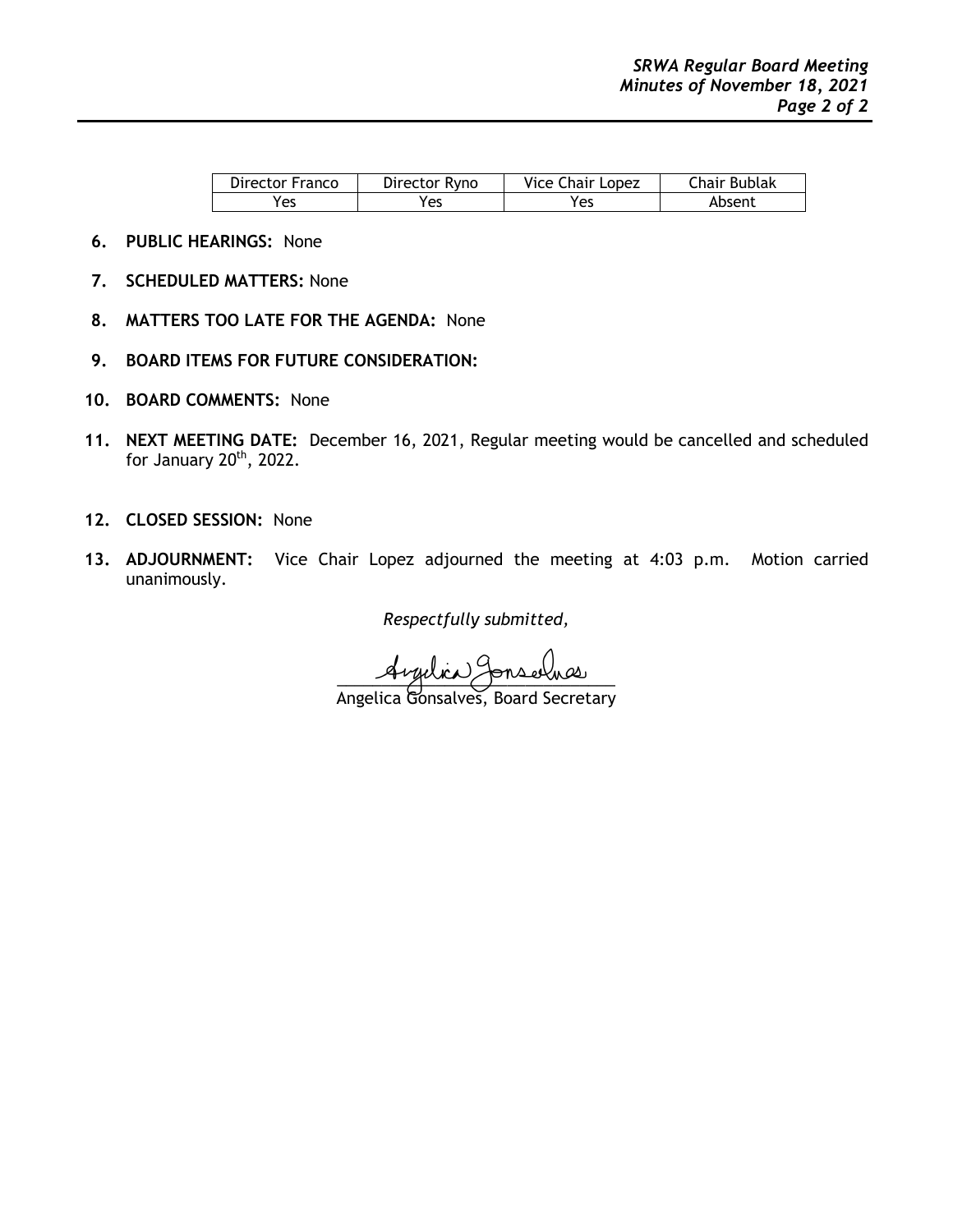| Director Franco | Director Ryno | Vice Chair Lopez | Chair Bublak |
|---|---|---|---|
| Yes | Yes | Yes | Absent |

6. **PUBLIC HEARINGS:** None

7. **SCHEDULED MATTERS:** None

8. **MATTERS TOO LATE FOR THE AGENDA:** None

9. **BOARD ITEMS FOR FUTURE CONSIDERATION:**

10. **BOARD COMMENTS:** None

11. **NEXT MEETING DATE:** December 16, 2021, Regular meeting would be cancelled and scheduled for January 20th, 2022.

12. **CLOSED SESSION:** None

13. **ADJOURNMENT:** Vice Chair Lopez adjourned the meeting at 4:03 p.m. Motion carried unanimously.

*Respectfully submitted,*

Angelica Gonsalves, Board Secretary